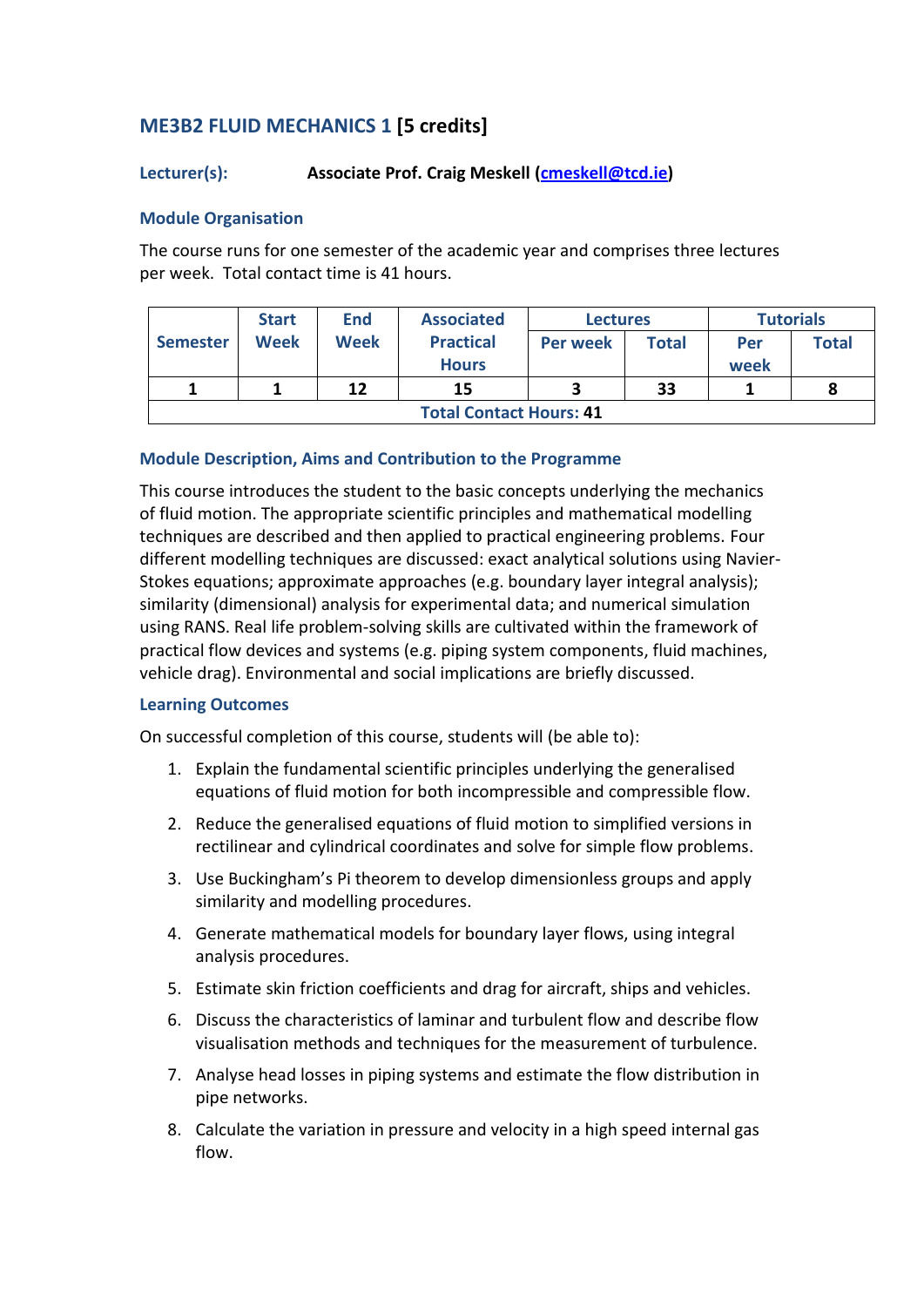## ME3B2 FLUID MECHANICS 1 [5 credits]

**Lecturer(s):** **Associate Prof. Craig Meskell (cmeskell@tcd.ie)**

### Module Organisation

The course runs for one semester of the academic year and comprises three lectures per week. Total contact time is 41 hours.

| Semester | Start Week | End Week | Associated Practical Hours | Lectures | | Tutorials | |
|---|---|---|---|---|---|---|---|
| | | | | Per week | Total | Per week | Total |
| 1 | 1 | 12 | 15 | 3 | 33 | 1 | 8 |
| **Total Contact Hours: 41** | | | | | | | |

### Module Description, Aims and Contribution to the Programme

This course introduces the student to the basic concepts underlying the mechanics of fluid motion. The appropriate scientific principles and mathematical modelling techniques are described and then applied to practical engineering problems. Four different modelling techniques are discussed: exact analytical solutions using Navier-Stokes equations; approximate approaches (e.g. boundary layer integral analysis); similarity (dimensional) analysis for experimental data; and numerical simulation using RANS. Real life problem-solving skills are cultivated within the framework of practical flow devices and systems (e.g. piping system components, fluid machines, vehicle drag). Environmental and social implications are briefly discussed.

### Learning Outcomes

On successful completion of this course, students will (be able to):

1. Explain the fundamental scientific principles underlying the generalised equations of fluid motion for both incompressible and compressible flow.
2. Reduce the generalised equations of fluid motion to simplified versions in rectilinear and cylindrical coordinates and solve for simple flow problems.
3. Use Buckingham's Pi theorem to develop dimensionless groups and apply similarity and modelling procedures.
4. Generate mathematical models for boundary layer flows, using integral analysis procedures.
5. Estimate skin friction coefficients and drag for aircraft, ships and vehicles.
6. Discuss the characteristics of laminar and turbulent flow and describe flow visualisation methods and techniques for the measurement of turbulence.
7. Analyse head losses in piping systems and estimate the flow distribution in pipe networks.
8. Calculate the variation in pressure and velocity in a high speed internal gas flow.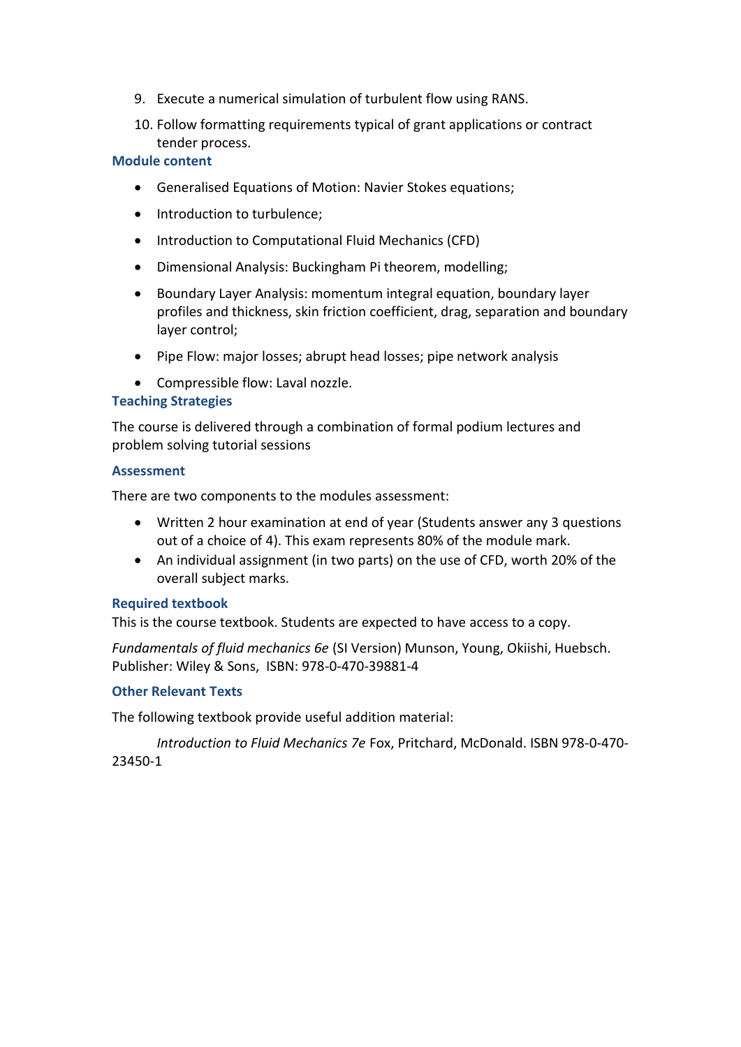9. Execute a numerical simulation of turbulent flow using RANS.
10. Follow formatting requirements typical of grant applications or contract tender process.

### Module content

- Generalised Equations of Motion: Navier Stokes equations;
- Introduction to turbulence;
- Introduction to Computational Fluid Mechanics (CFD)
- Dimensional Analysis: Buckingham Pi theorem, modelling;
- Boundary Layer Analysis: momentum integral equation, boundary layer profiles and thickness, skin friction coefficient, drag, separation and boundary layer control;
- Pipe Flow: major losses; abrupt head losses; pipe network analysis
- Compressible flow: Laval nozzle.

### Teaching Strategies

The course is delivered through a combination of formal podium lectures and problem solving tutorial sessions

### Assessment

There are two components to the modules assessment:

- Written 2 hour examination at end of year (Students answer any 3 questions out of a choice of 4). This exam represents 80% of the module mark.
- An individual assignment (in two parts) on the use of CFD, worth 20% of the overall subject marks.

### Required textbook

This is the course textbook. Students are expected to have access to a copy.

*Fundamentals of fluid mechanics 6e* (SI Version) Munson, Young, Okiishi, Huebsch. Publisher: Wiley & Sons, ISBN: 978-0-470-39881-4

### Other Relevant Texts

The following textbook provide useful addition material:

*Introduction to Fluid Mechanics 7e* Fox, Pritchard, McDonald. ISBN 978-0-470-23450-1